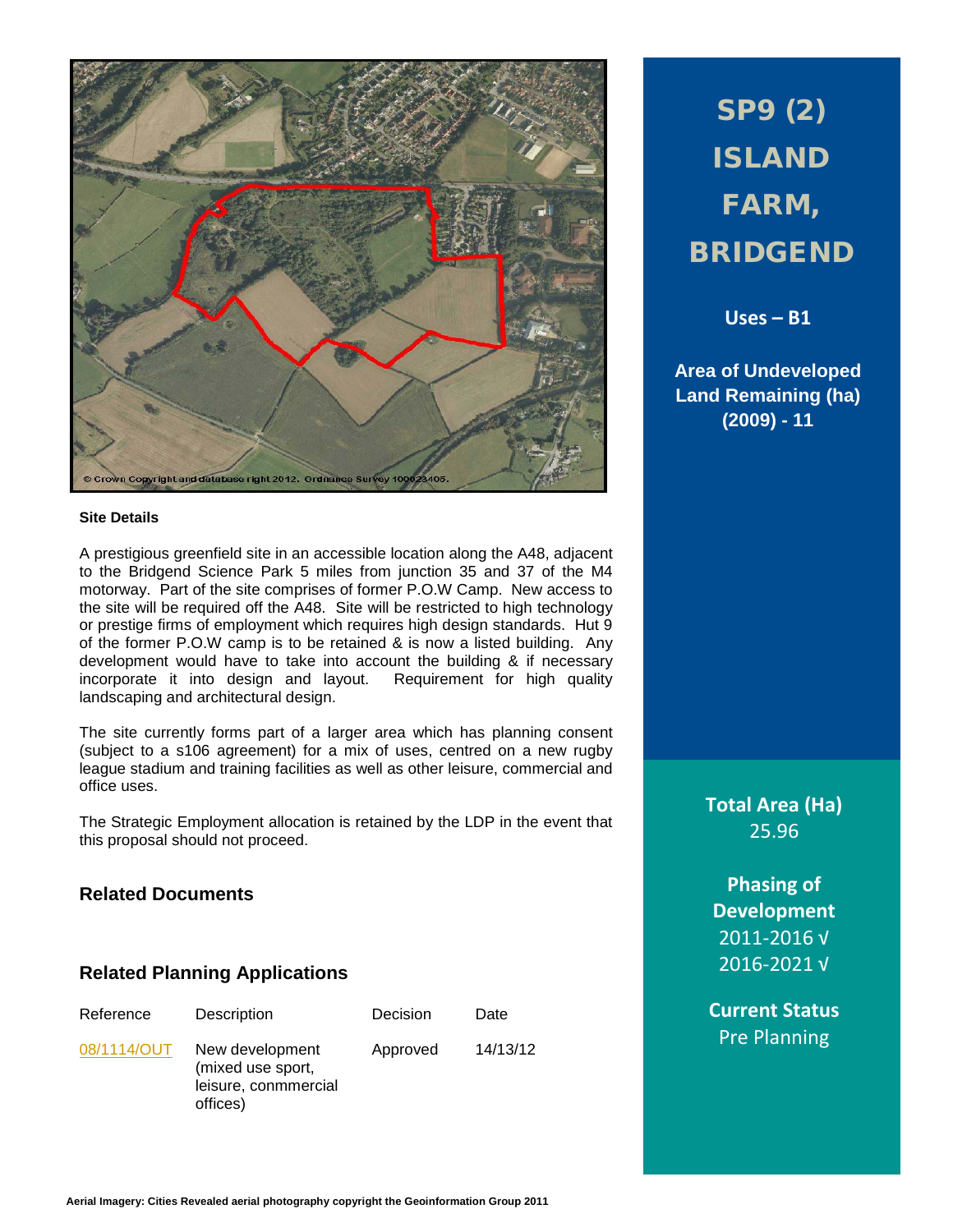# SP9 (2) ISLAND FARM, BRIDGEND

**Uses – B1**

**Area of Undeveloped Land Remaining (ha) (2009) - 11**

© Crown Copyright and database right 2012. Ordnance Survey 100023405.

**Site Details**

A prestigious greenfield site in an accessible location along the A48, adjacent to the Bridgend Science Park 5 miles from junction 35 and 37 of the M4 motorway. Part of the site comprises of former P.O.W Camp. New access to the site will be required off the A48. Site will be restricted to high technology or prestige firms of employment which requires high design standards. Hut 9 of the former P.O.W camp is to be retained & is now a listed building. Any development would have to take into account the building & if necessary incorporate it into design and layout. Requirement for high quality landscaping and architectural design.

The site currently forms part of a larger area which has planning consent (subject to a s106 agreement) for a mix of uses, centred on a new rugby league stadium and training facilities as well as other leisure, commercial and office uses.

The Strategic Employment allocation is retained by the LDP in the event that this proposal should not proceed.

## Related Documents

## Related Planning Applications

| Reference | Description | Decision | Date |
|---|---|---|---|
| 08/1114/OUT | New development (mixed use sport, leisure, conmmercial offices) | Approved | 14/13/12 |

**Total Area (Ha)**
25.96

**Phasing of Development**
2011-2016 √
2016-2021 √

**Current Status**
Pre Planning

**Aerial Imagery: Cities Revealed aerial photography copyright the Geoinformation Group 2011**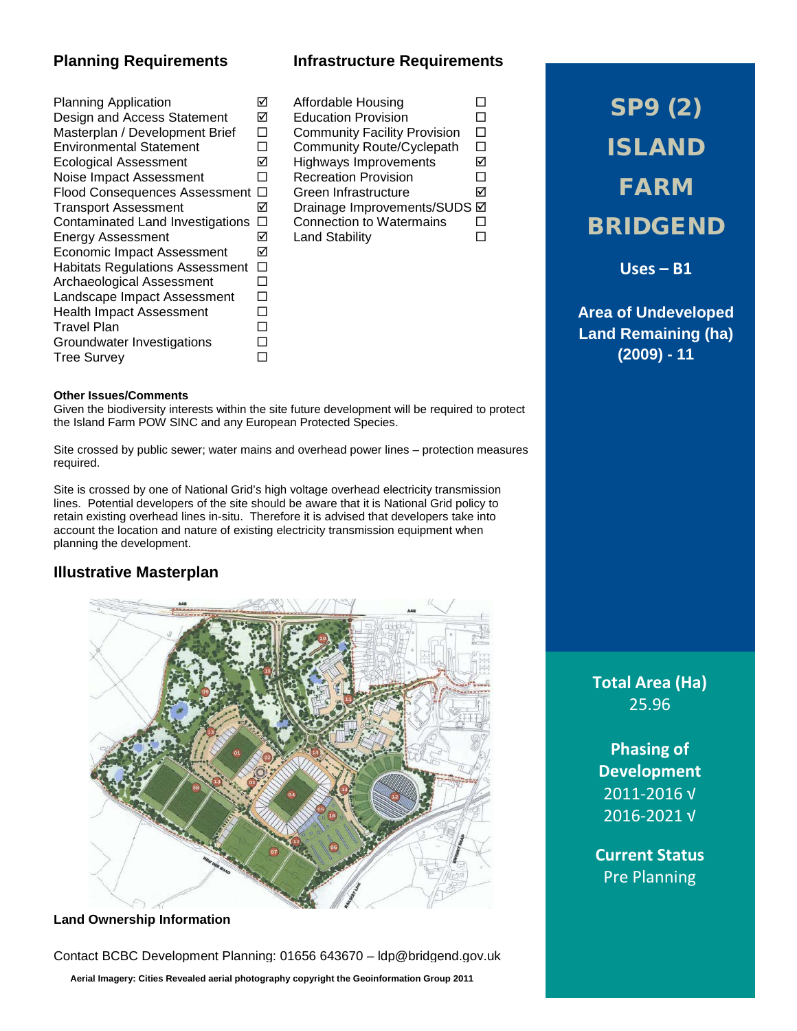## Planning Requirements

| | |
|---|---|
| Planning Application | ☑ |
| Design and Access Statement | ☑ |
| Masterplan / Development Brief | ☐ |
| Environmental Statement | ☐ |
| Ecological Assessment | ☑ |
| Noise Impact Assessment | ☐ |
| Flood Consequences Assessment | ☐ |
| Transport Assessment | ☑ |
| Contaminated Land Investigations | ☐ |
| Energy Assessment | ☑ |
| Economic Impact Assessment | ☑ |
| Habitats Regulations Assessment | ☐ |
| Archaeological Assessment | ☐ |
| Landscape Impact Assessment | ☐ |
| Health Impact Assessment | ☐ |
| Travel Plan | ☐ |
| Groundwater Investigations | ☐ |
| Tree Survey | ☐ |

## Infrastructure Requirements

| | |
|---|---|
| Affordable Housing | ☐ |
| Education Provision | ☐ |
| Community Facility Provision | ☐ |
| Community Route/Cyclepath | ☐ |
| Highways Improvements | ☑ |
| Recreation Provision | ☐ |
| Green Infrastructure | ☑ |
| Drainage Improvements/SUDS | ☑ |
| Connection to Watermains | ☐ |
| Land Stability | ☐ |

# SP9 (2) ISLAND FARM BRIDGEND

**Uses – B1**

**Area of Undeveloped Land Remaining (ha) (2009) - 11**

**Total Area (Ha)**
25.96

**Phasing of Development**
2011-2016 √
2016-2021 √

**Current Status**
Pre Planning

**Other Issues/Comments**

Given the biodiversity interests within the site future development will be required to protect the Island Farm POW SINC and any European Protected Species.

Site crossed by public sewer; water mains and overhead power lines – protection measures required.

Site is crossed by one of National Grid's high voltage overhead electricity transmission lines. Potential developers of the site should be aware that it is National Grid policy to retain existing overhead lines in-situ. Therefore it is advised that developers take into account the location and nature of existing electricity transmission equipment when planning the development.

## Illustrative Masterplan

**Land Ownership Information**

Contact BCBC Development Planning: 01656 643670 – ldp@bridgend.gov.uk

**Aerial Imagery: Cities Revealed aerial photography copyright the Geoinformation Group 2011**